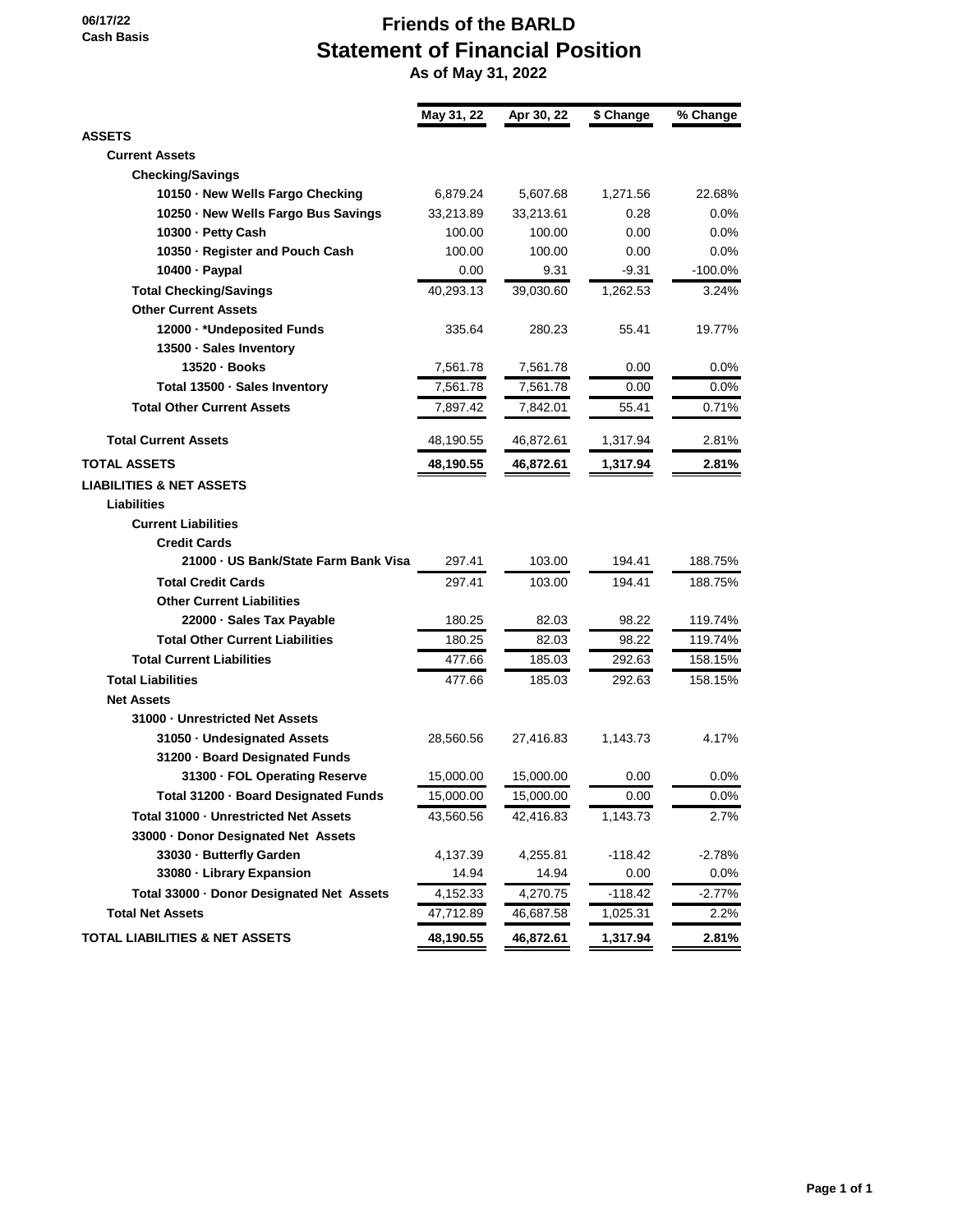06/17/22
Cash Basis

# Friends of the BARLD
## Statement of Financial Position
### As of May 31, 2022

| | May 31, 22 | Apr 30, 22 | $ Change | % Change |
|---|---|---|---|---|
| **ASSETS** | | | | |
| **Current Assets** | | | | |
| **Checking/Savings** | | | | |
| **10150 · New Wells Fargo Checking** | 6,879.24 | 5,607.68 | 1,271.56 | 22.68% |
| **10250 · New Wells Fargo Bus Savings** | 33,213.89 | 33,213.61 | 0.28 | 0.0% |
| **10300 · Petty Cash** | 100.00 | 100.00 | 0.00 | 0.0% |
| **10350 · Register and Pouch Cash** | 100.00 | 100.00 | 0.00 | 0.0% |
| **10400 · Paypal** | 0.00 | 9.31 | -9.31 | -100.0% |
| **Total Checking/Savings** | 40,293.13 | 39,030.60 | 1,262.53 | 3.24% |
| **Other Current Assets** | | | | |
| **12000 · *Undeposited Funds** | 335.64 | 280.23 | 55.41 | 19.77% |
| **13500 · Sales Inventory** | | | | |
| **13520 · Books** | 7,561.78 | 7,561.78 | 0.00 | 0.0% |
| **Total 13500 · Sales Inventory** | 7,561.78 | 7,561.78 | 0.00 | 0.0% |
| **Total Other Current Assets** | 7,897.42 | 7,842.01 | 55.41 | 0.71% |
| **Total Current Assets** | 48,190.55 | 46,872.61 | 1,317.94 | 2.81% |
| **TOTAL ASSETS** | **48,190.55** | **46,872.61** | **1,317.94** | **2.81%** |
| **LIABILITIES & NET ASSETS** | | | | |
| **Liabilities** | | | | |
| **Current Liabilities** | | | | |
| **Credit Cards** | | | | |
| **21000 · US Bank/State Farm Bank Visa** | 297.41 | 103.00 | 194.41 | 188.75% |
| **Total Credit Cards** | 297.41 | 103.00 | 194.41 | 188.75% |
| **Other Current Liabilities** | | | | |
| **22000 · Sales Tax Payable** | 180.25 | 82.03 | 98.22 | 119.74% |
| **Total Other Current Liabilities** | 180.25 | 82.03 | 98.22 | 119.74% |
| **Total Current Liabilities** | 477.66 | 185.03 | 292.63 | 158.15% |
| **Total Liabilities** | 477.66 | 185.03 | 292.63 | 158.15% |
| **Net Assets** | | | | |
| **31000 · Unrestricted Net Assets** | | | | |
| **31050 · Undesignated Assets** | 28,560.56 | 27,416.83 | 1,143.73 | 4.17% |
| **31200 · Board Designated Funds** | | | | |
| **31300 · FOL Operating Reserve** | 15,000.00 | 15,000.00 | 0.00 | 0.0% |
| **Total 31200 · Board Designated Funds** | 15,000.00 | 15,000.00 | 0.00 | 0.0% |
| **Total 31000 · Unrestricted Net Assets** | 43,560.56 | 42,416.83 | 1,143.73 | 2.7% |
| **33000 · Donor Designated Net Assets** | | | | |
| **33030 · Butterfly Garden** | 4,137.39 | 4,255.81 | -118.42 | -2.78% |
| **33080 · Library Expansion** | 14.94 | 14.94 | 0.00 | 0.0% |
| **Total 33000 · Donor Designated Net Assets** | 4,152.33 | 4,270.75 | -118.42 | -2.77% |
| **Total Net Assets** | 47,712.89 | 46,687.58 | 1,025.31 | 2.2% |
| **TOTAL LIABILITIES & NET ASSETS** | **48,190.55** | **46,872.61** | **1,317.94** | **2.81%** |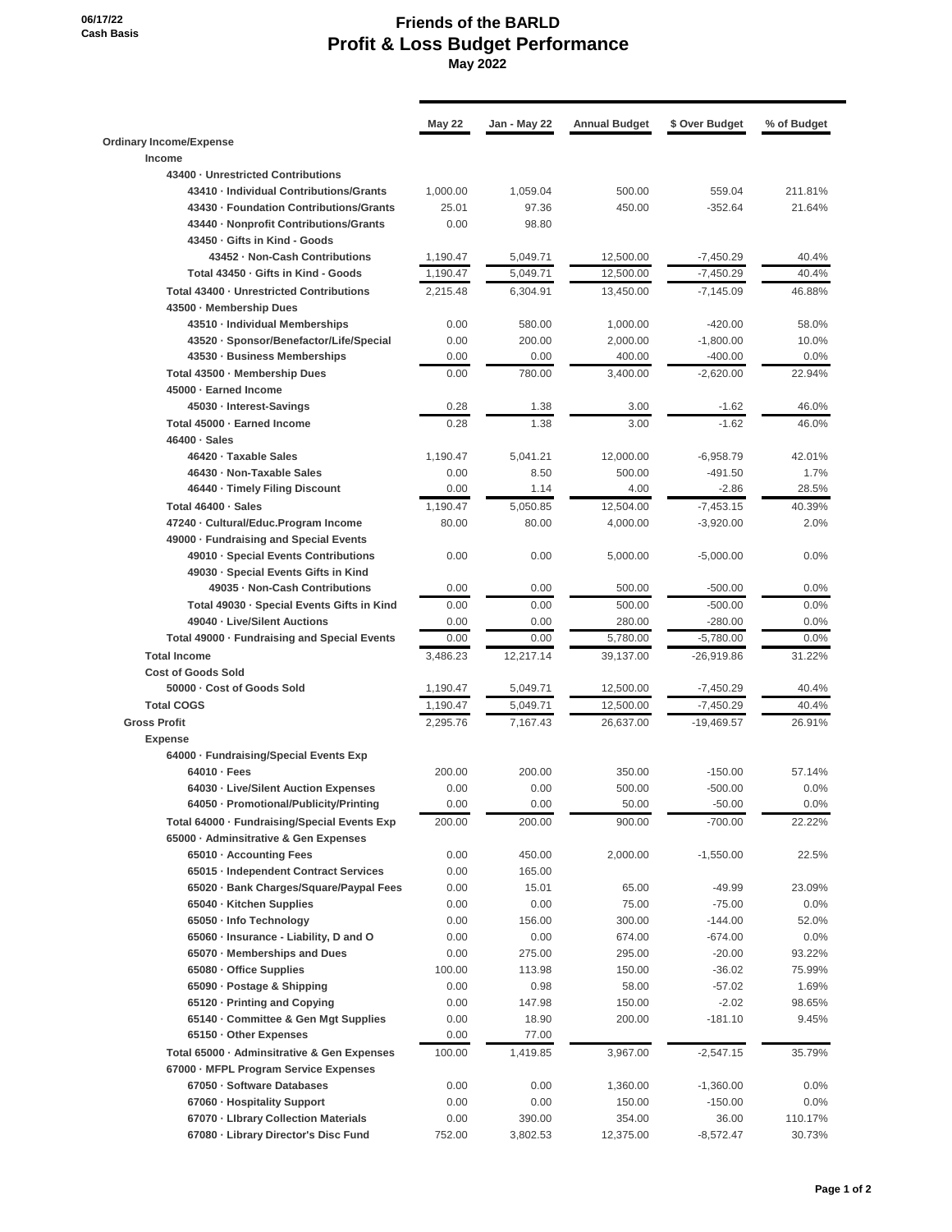06/17/22
Cash Basis

# Friends of the BARLD
## Profit & Loss Budget Performance
### May 2022

| | May 22 | Jan - May 22 | Annual Budget | $ Over Budget | % of Budget |
|---|---|---|---|---|---|
| **Ordinary Income/Expense** | | | | | |
| **Income** | | | | | |
| **43400 · Unrestricted Contributions** | | | | | |
| **43410 · Individual Contributions/Grants** | 1,000.00 | 1,059.04 | 500.00 | 559.04 | 211.81% |
| **43430 · Foundation Contributions/Grants** | 25.01 | 97.36 | 450.00 | -352.64 | 21.64% |
| **43440 · Nonprofit Contributions/Grants** | 0.00 | 98.80 | | | |
| **43450 · Gifts in Kind - Goods** | | | | | |
| **43452 · Non-Cash Contributions** | 1,190.47 | 5,049.71 | 12,500.00 | -7,450.29 | 40.4% |
| **Total 43450 · Gifts in Kind - Goods** | 1,190.47 | 5,049.71 | 12,500.00 | -7,450.29 | 40.4% |
| **Total 43400 · Unrestricted Contributions** | 2,215.48 | 6,304.91 | 13,450.00 | -7,145.09 | 46.88% |
| **43500 · Membership Dues** | | | | | |
| **43510 · Individual Memberships** | 0.00 | 580.00 | 1,000.00 | -420.00 | 58.0% |
| **43520 · Sponsor/Benefactor/Life/Special** | 0.00 | 200.00 | 2,000.00 | -1,800.00 | 10.0% |
| **43530 · Business Memberships** | 0.00 | 0.00 | 400.00 | -400.00 | 0.0% |
| **Total 43500 · Membership Dues** | 0.00 | 780.00 | 3,400.00 | -2,620.00 | 22.94% |
| **45000 · Earned Income** | | | | | |
| **45030 · Interest-Savings** | 0.28 | 1.38 | 3.00 | -1.62 | 46.0% |
| **Total 45000 · Earned Income** | 0.28 | 1.38 | 3.00 | -1.62 | 46.0% |
| **46400 · Sales** | | | | | |
| **46420 · Taxable Sales** | 1,190.47 | 5,041.21 | 12,000.00 | -6,958.79 | 42.01% |
| **46430 · Non-Taxable Sales** | 0.00 | 8.50 | 500.00 | -491.50 | 1.7% |
| **46440 · Timely Filing Discount** | 0.00 | 1.14 | 4.00 | -2.86 | 28.5% |
| **Total 46400 · Sales** | 1,190.47 | 5,050.85 | 12,504.00 | -7,453.15 | 40.39% |
| **47240 · Cultural/Educ.Program Income** | 80.00 | 80.00 | 4,000.00 | -3,920.00 | 2.0% |
| **49000 · Fundraising and Special Events** | | | | | |
| **49010 · Special Events Contributions** | 0.00 | 0.00 | 5,000.00 | -5,000.00 | 0.0% |
| **49030 · Special Events Gifts in Kind** | | | | | |
| **49035 · Non-Cash Contributions** | 0.00 | 0.00 | 500.00 | -500.00 | 0.0% |
| **Total 49030 · Special Events Gifts in Kind** | 0.00 | 0.00 | 500.00 | -500.00 | 0.0% |
| **49040 · Live/Silent Auctions** | 0.00 | 0.00 | 280.00 | -280.00 | 0.0% |
| **Total 49000 · Fundraising and Special Events** | 0.00 | 0.00 | 5,780.00 | -5,780.00 | 0.0% |
| **Total Income** | 3,486.23 | 12,217.14 | 39,137.00 | -26,919.86 | 31.22% |
| **Cost of Goods Sold** | | | | | |
| **50000 · Cost of Goods Sold** | 1,190.47 | 5,049.71 | 12,500.00 | -7,450.29 | 40.4% |
| **Total COGS** | 1,190.47 | 5,049.71 | 12,500.00 | -7,450.29 | 40.4% |
| **Gross Profit** | 2,295.76 | 7,167.43 | 26,637.00 | -19,469.57 | 26.91% |
| **Expense** | | | | | |
| **64000 · Fundraising/Special Events Exp** | | | | | |
| **64010 · Fees** | 200.00 | 200.00 | 350.00 | -150.00 | 57.14% |
| **64030 · Live/Silent Auction Expenses** | 0.00 | 0.00 | 500.00 | -500.00 | 0.0% |
| **64050 · Promotional/Publicity/Printing** | 0.00 | 0.00 | 50.00 | -50.00 | 0.0% |
| **Total 64000 · Fundraising/Special Events Exp** | 200.00 | 200.00 | 900.00 | -700.00 | 22.22% |
| **65000 · Adminsitrative & Gen Expenses** | | | | | |
| **65010 · Accounting Fees** | 0.00 | 450.00 | 2,000.00 | -1,550.00 | 22.5% |
| **65015 · Independent Contract Services** | 0.00 | 165.00 | | | |
| **65020 · Bank Charges/Square/Paypal Fees** | 0.00 | 15.01 | 65.00 | -49.99 | 23.09% |
| **65040 · Kitchen Supplies** | 0.00 | 0.00 | 75.00 | -75.00 | 0.0% |
| **65050 · Info Technology** | 0.00 | 156.00 | 300.00 | -144.00 | 52.0% |
| **65060 · Insurance - Liability, D and O** | 0.00 | 0.00 | 674.00 | -674.00 | 0.0% |
| **65070 · Memberships and Dues** | 0.00 | 275.00 | 295.00 | -20.00 | 93.22% |
| **65080 · Office Supplies** | 100.00 | 113.98 | 150.00 | -36.02 | 75.99% |
| **65090 · Postage & Shipping** | 0.00 | 0.98 | 58.00 | -57.02 | 1.69% |
| **65120 · Printing and Copying** | 0.00 | 147.98 | 150.00 | -2.02 | 98.65% |
| **65140 · Committee & Gen Mgt Supplies** | 0.00 | 18.90 | 200.00 | -181.10 | 9.45% |
| **65150 · Other Expenses** | 0.00 | 77.00 | | | |
| **Total 65000 · Adminsitrative & Gen Expenses** | 100.00 | 1,419.85 | 3,967.00 | -2,547.15 | 35.79% |
| **67000 · MFPL Program Service Expenses** | | | | | |
| **67050 · Software Databases** | 0.00 | 0.00 | 1,360.00 | -1,360.00 | 0.0% |
| **67060 · Hospitality Support** | 0.00 | 0.00 | 150.00 | -150.00 | 0.0% |
| **67070 · LIbrary Collection Materials** | 0.00 | 390.00 | 354.00 | 36.00 | 110.17% |
| **67080 · Library Director's Disc Fund** | 752.00 | 3,802.53 | 12,375.00 | -8,572.47 | 30.73% |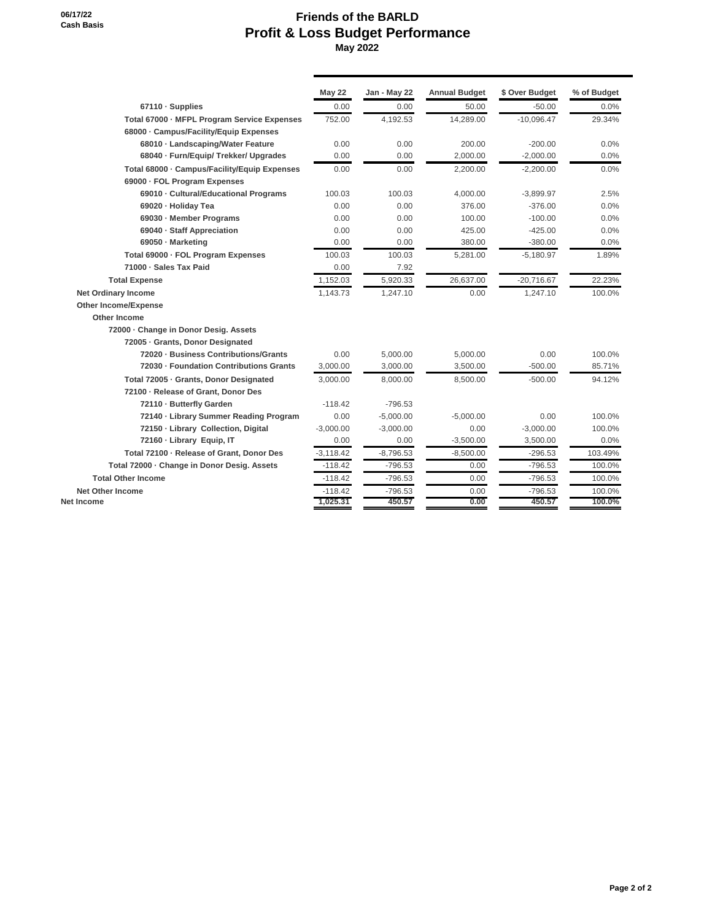# Friends of the BARLD

## Profit & Loss Budget Performance

**May 2022**

06/17/22
Cash Basis

| | May 22 | Jan - May 22 | Annual Budget | $ Over Budget | % of Budget |
|---|---|---|---|---|---|
| 67110 · Supplies | 0.00 | 0.00 | 50.00 | -50.00 | 0.0% |
| Total 67000 · MFPL Program Service Expenses | 752.00 | 4,192.53 | 14,289.00 | -10,096.47 | 29.34% |
| 68000 · Campus/Facility/Equip Expenses | | | | | |
| 68010 · Landscaping/Water Feature | 0.00 | 0.00 | 200.00 | -200.00 | 0.0% |
| 68040 · Furn/Equip/ Trekker/ Upgrades | 0.00 | 0.00 | 2,000.00 | -2,000.00 | 0.0% |
| Total 68000 · Campus/Facility/Equip Expenses | 0.00 | 0.00 | 2,200.00 | -2,200.00 | 0.0% |
| 69000 · FOL Program Expenses | | | | | |
| 69010 · Cultural/Educational Programs | 100.03 | 100.03 | 4,000.00 | -3,899.97 | 2.5% |
| 69020 · Holiday Tea | 0.00 | 0.00 | 376.00 | -376.00 | 0.0% |
| 69030 · Member Programs | 0.00 | 0.00 | 100.00 | -100.00 | 0.0% |
| 69040 · Staff Appreciation | 0.00 | 0.00 | 425.00 | -425.00 | 0.0% |
| 69050 · Marketing | 0.00 | 0.00 | 380.00 | -380.00 | 0.0% |
| Total 69000 · FOL Program Expenses | 100.03 | 100.03 | 5,281.00 | -5,180.97 | 1.89% |
| 71000 · Sales Tax Paid | 0.00 | 7.92 | | | |
| Total Expense | 1,152.03 | 5,920.33 | 26,637.00 | -20,716.67 | 22.23% |
| Net Ordinary Income | 1,143.73 | 1,247.10 | 0.00 | 1,247.10 | 100.0% |
| Other Income/Expense | | | | | |
| Other Income | | | | | |
| 72000 · Change in Donor Desig. Assets | | | | | |
| 72005 · Grants, Donor Designated | | | | | |
| 72020 · Business Contributions/Grants | 0.00 | 5,000.00 | 5,000.00 | 0.00 | 100.0% |
| 72030 · Foundation Contributions Grants | 3,000.00 | 3,000.00 | 3,500.00 | -500.00 | 85.71% |
| Total 72005 · Grants, Donor Designated | 3,000.00 | 8,000.00 | 8,500.00 | -500.00 | 94.12% |
| 72100 · Release of Grant, Donor Des | | | | | |
| 72110 · Butterfly Garden | -118.42 | -796.53 | | | |
| 72140 · Library Summer Reading Program | 0.00 | -5,000.00 | -5,000.00 | 0.00 | 100.0% |
| 72150 · Library Collection, Digital | -3,000.00 | -3,000.00 | 0.00 | -3,000.00 | 100.0% |
| 72160 · Library Equip, IT | 0.00 | 0.00 | -3,500.00 | 3,500.00 | 0.0% |
| Total 72100 · Release of Grant, Donor Des | -3,118.42 | -8,796.53 | -8,500.00 | -296.53 | 103.49% |
| Total 72000 · Change in Donor Desig. Assets | -118.42 | -796.53 | 0.00 | -796.53 | 100.0% |
| Total Other Income | -118.42 | -796.53 | 0.00 | -796.53 | 100.0% |
| Net Other Income | -118.42 | -796.53 | 0.00 | -796.53 | 100.0% |
| Net Income | 1,025.31 | 450.57 | 0.00 | 450.57 | 100.0% |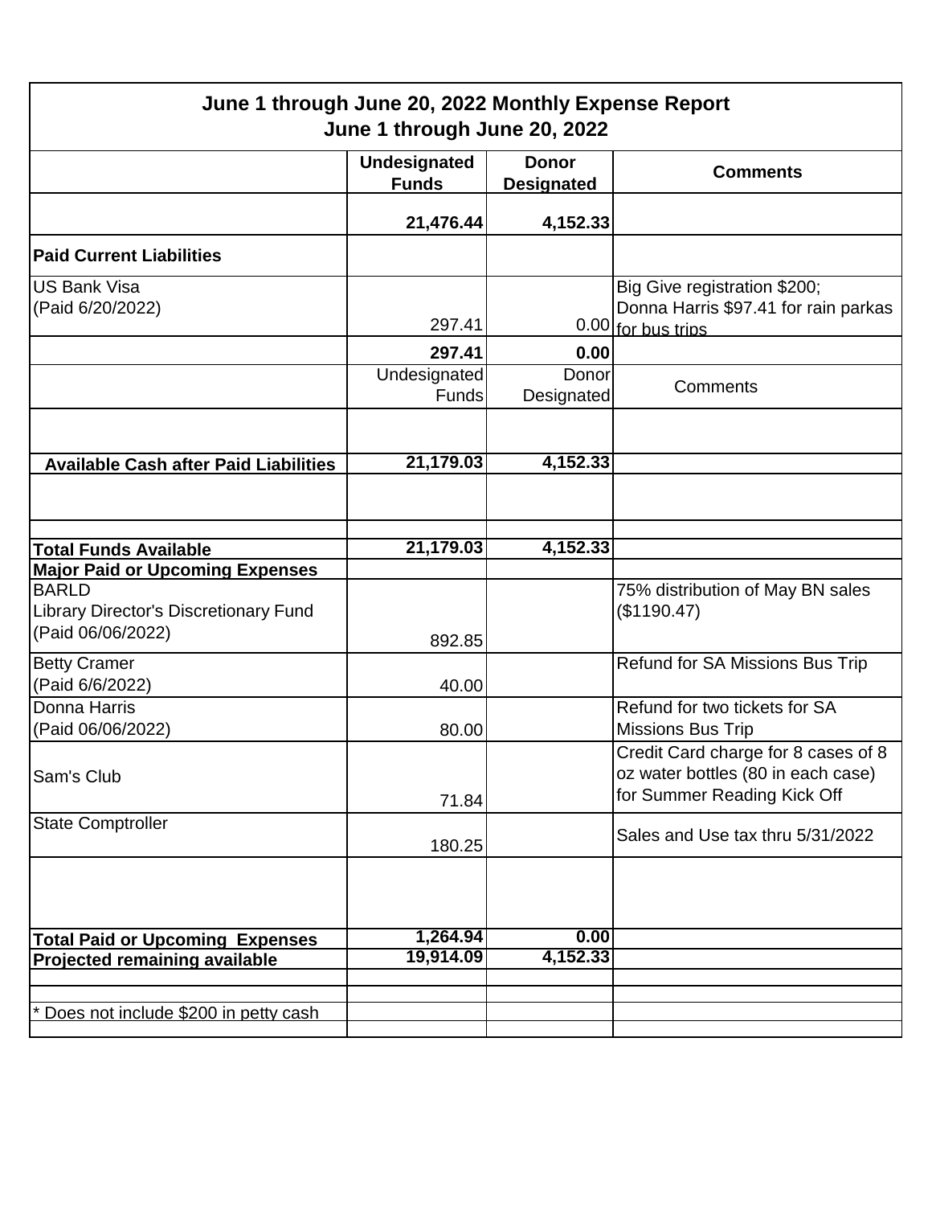| June 1 through June 20, 2022 Monthly Expense Report<br>June 1 through June 20, 2022 | | | |
|---|---|---|---|
| | **Undesignated Funds** | **Donor Designated** | **Comments** |
| | **21,476.44** | **4,152.33** | |
| **Paid Current Liabilities** | | | |
| US Bank Visa<br>(Paid 6/20/2022) | 297.41 | 0.00 | Big Give registration $200;<br>Donna Harris $97.41 for rain parkas for bus trips |
| | **297.41** | **0.00** | |
| | Undesignated Funds | Donor Designated | Comments |
| | | | |
| **Available Cash after Paid Liabilities** | **21,179.03** | **4,152.33** | |
| | | | |
| | | | |
| **Total Funds Available** | **21,179.03** | **4,152.33** | |
| **Major Paid or Upcoming Expenses** | | | |
| BARLD<br>Library Director's Discretionary Fund<br>(Paid 06/06/2022) | 892.85 | | 75% distribution of May BN sales ($1190.47) |
| Betty Cramer<br>(Paid 6/6/2022) | 40.00 | | Refund for SA Missions Bus Trip |
| Donna Harris<br>(Paid 06/06/2022) | 80.00 | | Refund for two tickets for SA Missions Bus Trip |
| Sam's Club | 71.84 | | Credit Card charge for 8 cases of 8 oz water bottles (80 in each case) for Summer Reading Kick Off |
| State Comptroller | 180.25 | | Sales and Use tax thru 5/31/2022 |
| | | | |
| **Total Paid or Upcoming Expenses** | **1,264.94** | **0.00** | |
| **Projected remaining available** | **19,914.09** | **4,152.33** | |
| | | | |
| | | | |
| * Does not include $200 in petty cash | | | |
| | | | |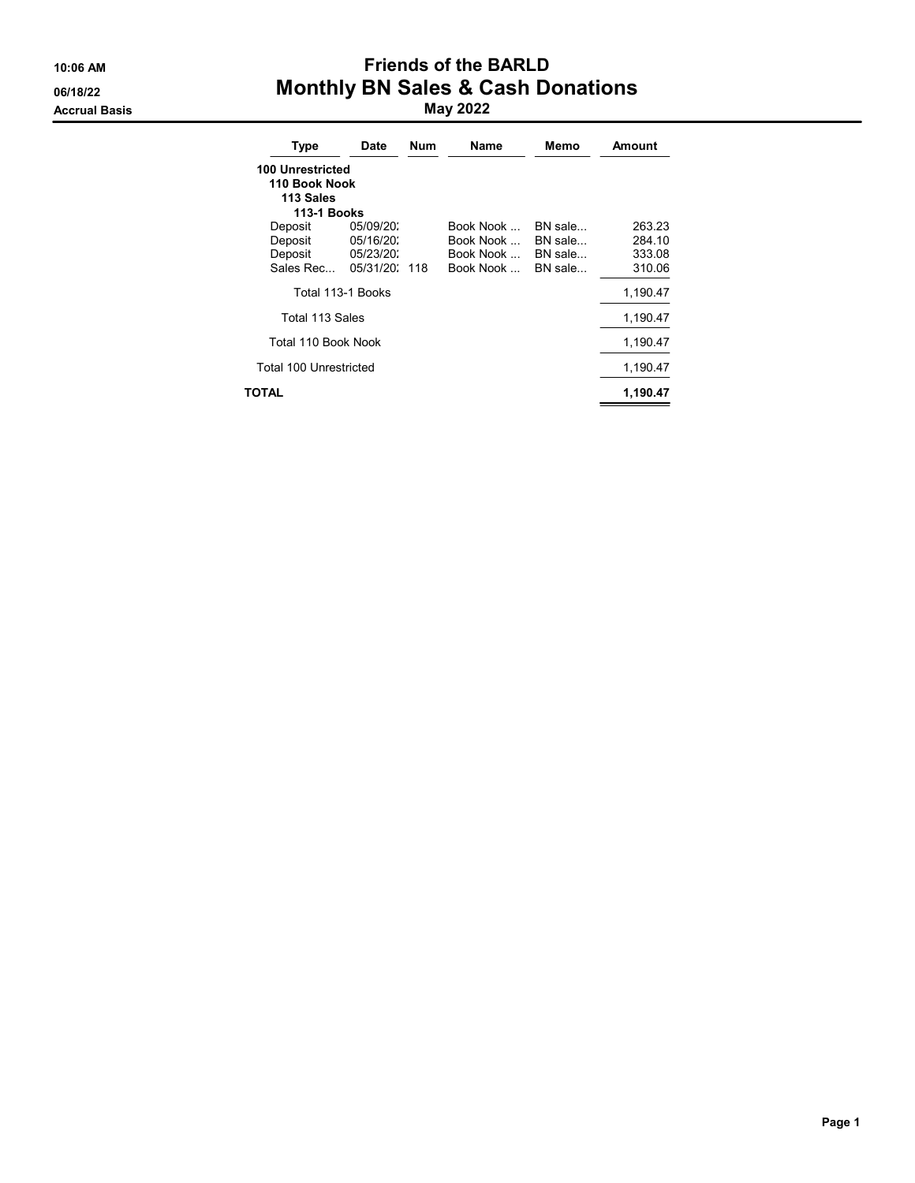10:06 AM
06/18/22
Accrual Basis

# Friends of the BARLD
## Monthly BN Sales & Cash Donations
### May 2022

| Type | Date | Num | Name | Memo | Amount |
|---|---|---|---|---|---|
| **100 Unrestricted** | | | | | |
| **110 Book Nook** | | | | | |
| **113 Sales** | | | | | |
| **113-1 Books** | | | | | |
| Deposit | 05/09/20: | | Book Nook ... | BN sale... | 263.23 |
| Deposit | 05/16/20: | | Book Nook ... | BN sale... | 284.10 |
| Deposit | 05/23/20: | | Book Nook ... | BN sale... | 333.08 |
| Sales Rec... | 05/31/20: | 118 | Book Nook ... | BN sale... | 310.06 |
| Total 113-1 Books | | | | | 1,190.47 |
| Total 113 Sales | | | | | 1,190.47 |
| Total 110 Book Nook | | | | | 1,190.47 |
| Total 100 Unrestricted | | | | | 1,190.47 |
| **TOTAL** | | | | | **1,190.47** |